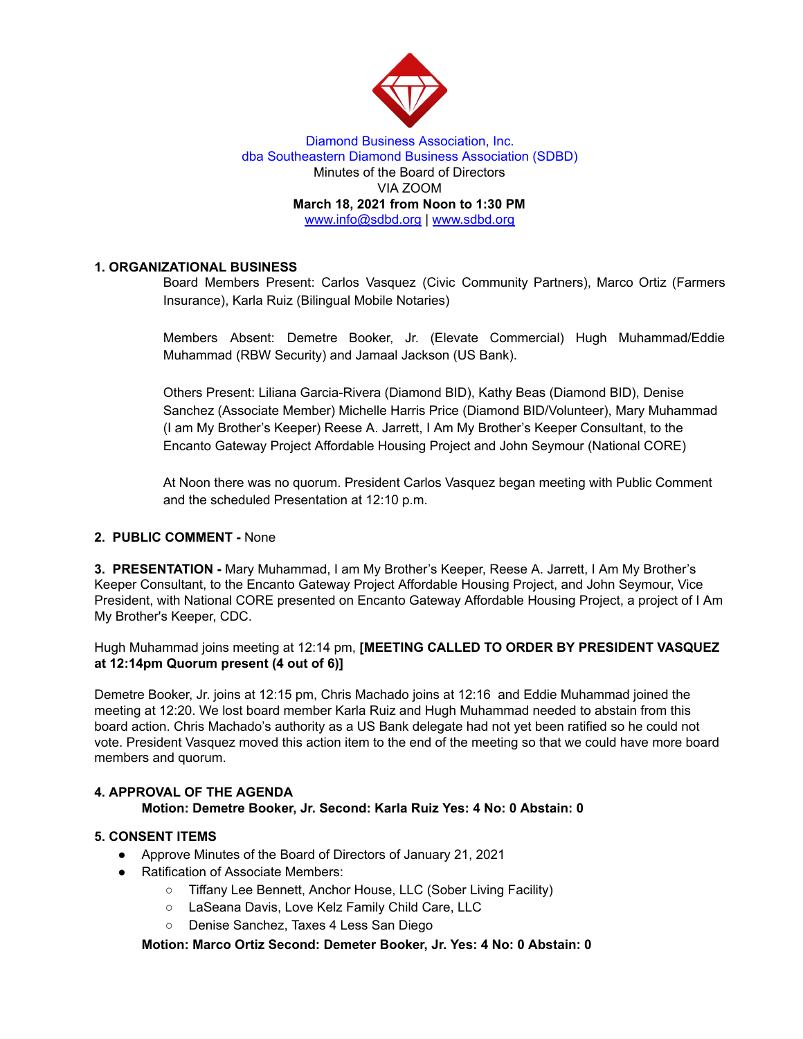Diamond Business Association, Inc.
dba Southeastern Diamond Business Association (SDBD)
Minutes of the Board of Directors
VIA ZOOM
**March 18, 2021 from Noon to 1:30 PM**
www.info@sdbd.org | www.sdbd.org

## 1. ORGANIZATIONAL BUSINESS

Board Members Present: Carlos Vasquez (Civic Community Partners), Marco Ortiz (Farmers Insurance), Karla Ruiz (Bilingual Mobile Notaries)

Members Absent: Demetre Booker, Jr. (Elevate Commercial) Hugh Muhammad/Eddie Muhammad (RBW Security) and Jamaal Jackson (US Bank).

Others Present: Liliana Garcia-Rivera (Diamond BID), Kathy Beas (Diamond BID), Denise Sanchez (Associate Member) Michelle Harris Price (Diamond BID/Volunteer), Mary Muhammad (I am My Brother's Keeper) Reese A. Jarrett, I Am My Brother's Keeper Consultant, to the Encanto Gateway Project Affordable Housing Project and John Seymour (National CORE)

At Noon there was no quorum. President Carlos Vasquez began meeting with Public Comment and the scheduled Presentation at 12:10 p.m.

## 2. PUBLIC COMMENT - None

**3. PRESENTATION -** Mary Muhammad, I am My Brother's Keeper, Reese A. Jarrett, I Am My Brother's Keeper Consultant, to the Encanto Gateway Project Affordable Housing Project, and John Seymour, Vice President, with National CORE presented on Encanto Gateway Affordable Housing Project, a project of I Am My Brother's Keeper, CDC.

Hugh Muhammad joins meeting at 12:14 pm, **[MEETING CALLED TO ORDER BY PRESIDENT VASQUEZ at 12:14pm Quorum present (4 out of 6)]**

Demetre Booker, Jr. joins at 12:15 pm, Chris Machado joins at 12:16 and Eddie Muhammad joined the meeting at 12:20. We lost board member Karla Ruiz and Hugh Muhammad needed to abstain from this board action. Chris Machado's authority as a US Bank delegate had not yet been ratified so he could not vote. President Vasquez moved this action item to the end of the meeting so that we could have more board members and quorum.

## 4. APPROVAL OF THE AGENDA

**Motion: Demetre Booker, Jr. Second: Karla Ruiz Yes: 4 No: 0 Abstain: 0**

## 5. CONSENT ITEMS

- Approve Minutes of the Board of Directors of January 21, 2021
- Ratification of Associate Members:
  - Tiffany Lee Bennett, Anchor House, LLC (Sober Living Facility)
  - LaSeana Davis, Love Kelz Family Child Care, LLC
  - Denise Sanchez, Taxes 4 Less San Diego

**Motion: Marco Ortiz Second: Demeter Booker, Jr. Yes: 4 No: 0 Abstain: 0**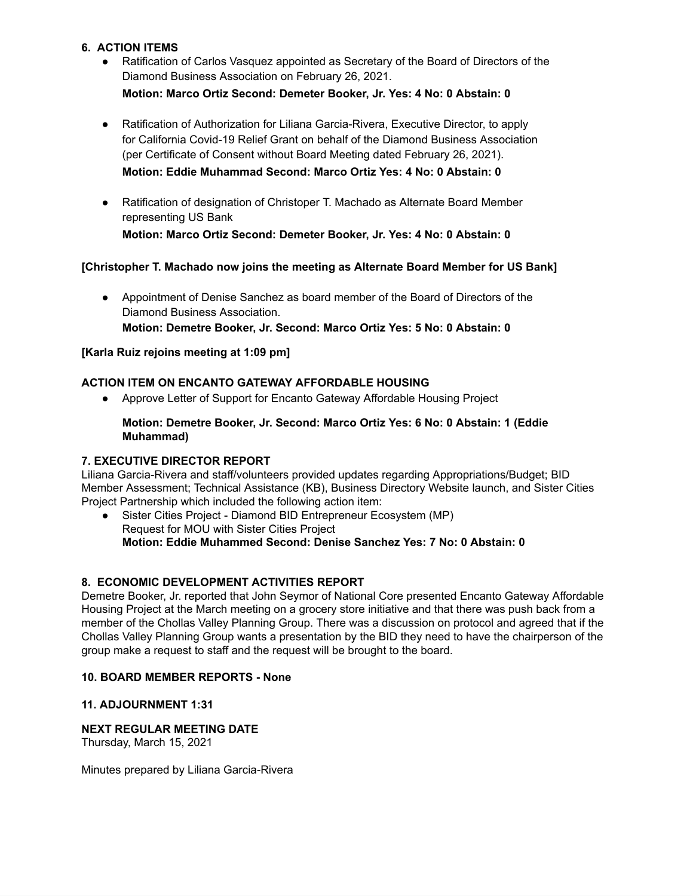### 6. ACTION ITEMS

- Ratification of Carlos Vasquez appointed as Secretary of the Board of Directors of the Diamond Business Association on February 26, 2021.

  **Motion: Marco Ortiz Second: Demeter Booker, Jr. Yes: 4 No: 0 Abstain: 0**

- Ratification of Authorization for Liliana Garcia-Rivera, Executive Director, to apply for California Covid-19 Relief Grant on behalf of the Diamond Business Association (per Certificate of Consent without Board Meeting dated February 26, 2021).

  **Motion: Eddie Muhammad Second: Marco Ortiz Yes: 4 No: 0 Abstain: 0**

- Ratification of designation of Christoper T. Machado as Alternate Board Member representing US Bank

  **Motion: Marco Ortiz Second: Demeter Booker, Jr. Yes: 4 No: 0 Abstain: 0**

**[Christopher T. Machado now joins the meeting as Alternate Board Member for US Bank]**

- Appointment of Denise Sanchez as board member of the Board of Directors of the Diamond Business Association.

  **Motion: Demetre Booker, Jr. Second: Marco Ortiz Yes: 5 No: 0 Abstain: 0**

**[Karla Ruiz rejoins meeting at 1:09 pm]**

**ACTION ITEM ON ENCANTO GATEWAY AFFORDABLE HOUSING**

- Approve Letter of Support for Encanto Gateway Affordable Housing Project

  **Motion: Demetre Booker, Jr. Second: Marco Ortiz Yes: 6 No: 0 Abstain: 1 (Eddie Muhammad)**

### 7. EXECUTIVE DIRECTOR REPORT

Liliana Garcia-Rivera and staff/volunteers provided updates regarding Appropriations/Budget; BID Member Assessment; Technical Assistance (KB), Business Directory Website launch, and Sister Cities Project Partnership which included the following action item:

- Sister Cities Project - Diamond BID Entrepreneur Ecosystem (MP)
  Request for MOU with Sister Cities Project
  **Motion: Eddie Muhammed Second: Denise Sanchez Yes: 7 No: 0 Abstain: 0**

### 8. ECONOMIC DEVELOPMENT ACTIVITIES REPORT

Demetre Booker, Jr. reported that John Seymor of National Core presented Encanto Gateway Affordable Housing Project at the March meeting on a grocery store initiative and that there was push back from a member of the Chollas Valley Planning Group. There was a discussion on protocol and agreed that if the Chollas Valley Planning Group wants a presentation by the BID they need to have the chairperson of the group make a request to staff and the request will be brought to the board.

### 10. BOARD MEMBER REPORTS - None

### 11. ADJOURNMENT 1:31

**NEXT REGULAR MEETING DATE**

Thursday, March 15, 2021

Minutes prepared by Liliana Garcia-Rivera